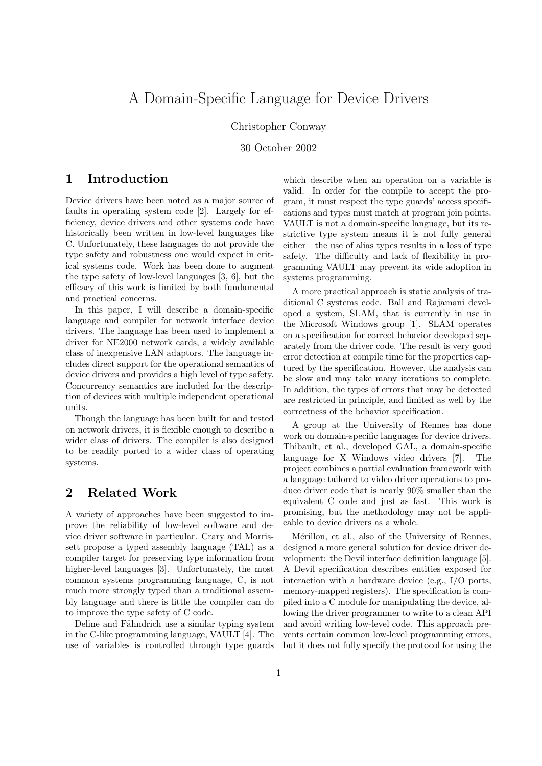# A Domain-Specific Language for Device Drivers

Christopher Conway

30 October 2002

## 1 Introduction

Device drivers have been noted as a major source of faults in operating system code [2]. Largely for efficiency, device drivers and other systems code have historically been written in low-level languages like C. Unfortunately, these languages do not provide the type safety and robustness one would expect in critical systems code. Work has been done to augment the type safety of low-level languages [3, 6], but the efficacy of this work is limited by both fundamental and practical concerns.

In this paper, I will describe a domain-specific language and compiler for network interface device drivers. The language has been used to implement a driver for NE2000 network cards, a widely available class of inexpensive LAN adaptors. The language includes direct support for the operational semantics of device drivers and provides a high level of type safety. Concurrency semantics are included for the description of devices with multiple independent operational units.

Though the language has been built for and tested on network drivers, it is flexible enough to describe a wider class of drivers. The compiler is also designed to be readily ported to a wider class of operating systems.

## 2 Related Work

A variety of approaches have been suggested to improve the reliability of low-level software and device driver software in particular. Crary and Morrissett propose a typed assembly language (TAL) as a compiler target for preserving type information from higher-level languages [3]. Unfortunately, the most common systems programming language, C, is not much more strongly typed than a traditional assembly language and there is little the compiler can do to improve the type safety of C code.

Deline and Fähndrich use a similar typing system in the C-like programming language, VAULT [4]. The use of variables is controlled through type guards which describe when an operation on a variable is valid. In order for the compile to accept the program, it must respect the type guards' access specifications and types must match at program join points. VAULT is not a domain-specific language, but its restrictive type system means it is not fully general either—the use of alias types results in a loss of type safety. The difficulty and lack of flexibility in programming VAULT may prevent its wide adoption in systems programming.

A more practical approach is static analysis of traditional C systems code. Ball and Rajamani developed a system, SLAM, that is currently in use in the Microsoft Windows group [1]. SLAM operates on a specification for correct behavior developed separately from the driver code. The result is very good error detection at compile time for the properties captured by the specification. However, the analysis can be slow and may take many iterations to complete. In addition, the types of errors that may be detected are restricted in principle, and limited as well by the correctness of the behavior specification.

A group at the University of Rennes has done work on domain-specific languages for device drivers. Thibault, et al., developed GAL, a domain-specific language for X Windows video drivers [7]. The project combines a partial evaluation framework with a language tailored to video driver operations to produce driver code that is nearly 90% smaller than the equivalent C code and just as fast. This work is promising, but the methodology may not be applicable to device drivers as a whole.

Mérillon, et al., also of the University of Rennes, designed a more general solution for device driver development: the Devil interface definition language [5]. A Devil specification describes entities exposed for interaction with a hardware device (e.g., I/O ports, memory-mapped registers). The specification is compiled into a C module for manipulating the device, allowing the driver programmer to write to a clean API and avoid writing low-level code. This approach prevents certain common low-level programming errors, but it does not fully specify the protocol for using the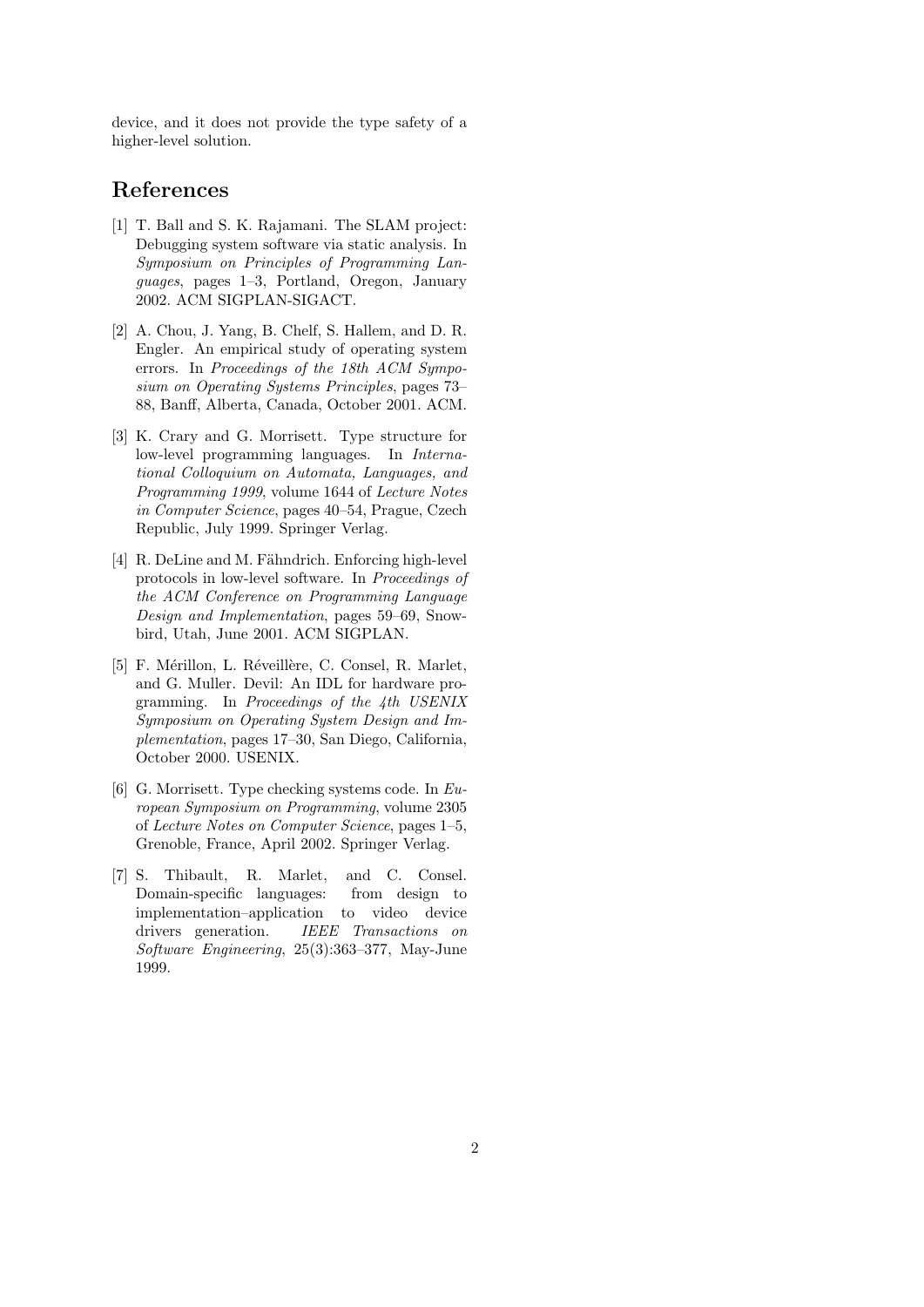device, and it does not provide the type safety of a higher-level solution.

## References

[1] T. Ball and S. K. Rajamani. The SLAM project: Debugging system software via static analysis. In *Symposium on Principles of Programming Languages*, pages 1–3, Portland, Oregon, January 2002. ACM SIGPLAN-SIGACT.

[2] A. Chou, J. Yang, B. Chelf, S. Hallem, and D. R. Engler. An empirical study of operating system errors. In *Proceedings of the 18th ACM Symposium on Operating Systems Principles*, pages 73–88, Banff, Alberta, Canada, October 2001. ACM.

[3] K. Crary and G. Morrisett. Type structure for low-level programming languages. In *International Colloquium on Automata, Languages, and Programming 1999*, volume 1644 of *Lecture Notes in Computer Science*, pages 40–54, Prague, Czech Republic, July 1999. Springer Verlag.

[4] R. DeLine and M. Fähndrich. Enforcing high-level protocols in low-level software. In *Proceedings of the ACM Conference on Programming Language Design and Implementation*, pages 59–69, Snowbird, Utah, June 2001. ACM SIGPLAN.

[5] F. Mérillon, L. Réveillère, C. Consel, R. Marlet, and G. Muller. Devil: An IDL for hardware programming. In *Proceedings of the 4th USENIX Symposium on Operating System Design and Implementation*, pages 17–30, San Diego, California, October 2000. USENIX.

[6] G. Morrisett. Type checking systems code. In *European Symposium on Programming*, volume 2305 of *Lecture Notes on Computer Science*, pages 1–5, Grenoble, France, April 2002. Springer Verlag.

[7] S. Thibault, R. Marlet, and C. Consel. Domain-specific languages: from design to implementation–application to video device drivers generation. *IEEE Transactions on Software Engineering*, 25(3):363–377, May-June 1999.